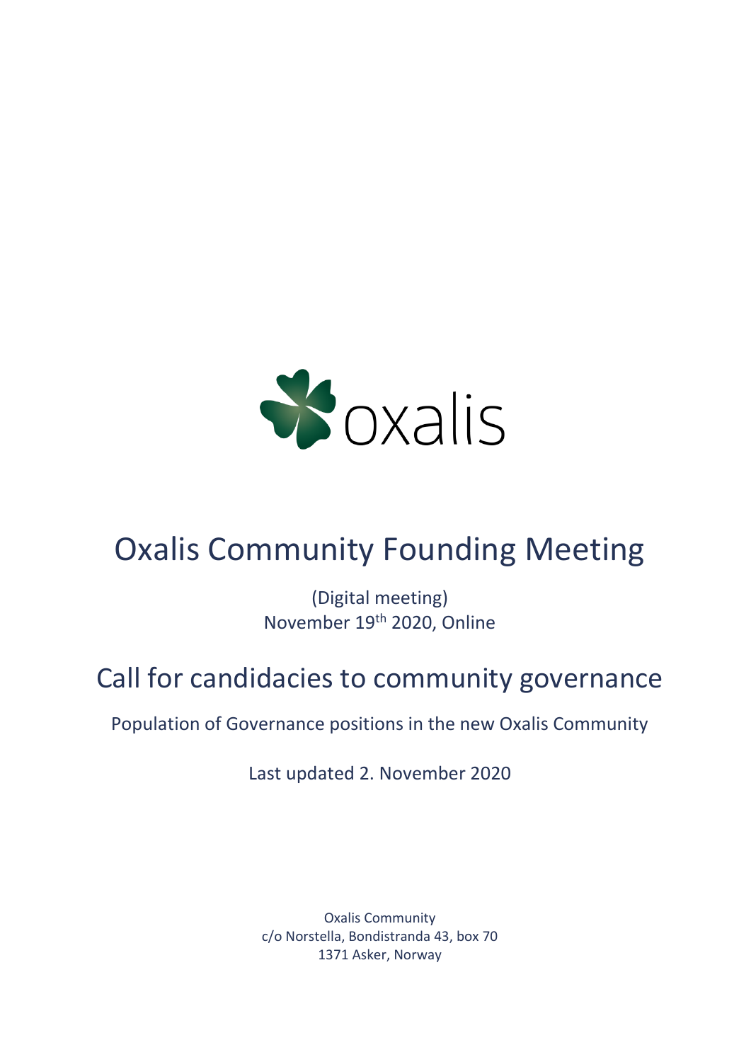oxalis

# Oxalis Community Founding Meeting

(Digital meeting)
November 19th 2020, Online

# Call for candidacies to community governance

Population of Governance positions in the new Oxalis Community

Last updated 2. November 2020

Oxalis Community
c/o Norstella, Bondistranda 43, box 70
1371 Asker, Norway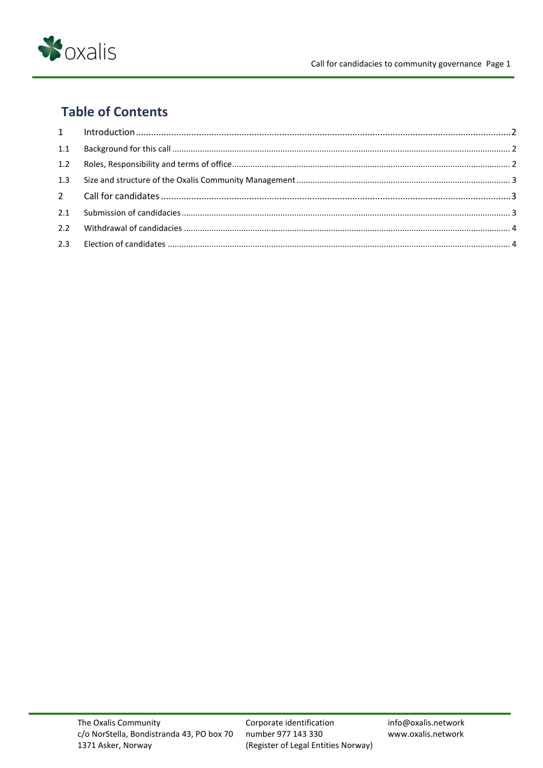## Table of Contents

| | | |
|---|---|---|
| 1 | Introduction | 2 |
| 1.1 | Background for this call | 2 |
| 1.2 | Roles, Responsibility and terms of office | 2 |
| 1.3 | Size and structure of the Oxalis Community Management | 3 |
| 2 | Call for candidates | 3 |
| 2.1 | Submission of candidacies | 3 |
| 2.2 | Withdrawal of candidacies | 4 |
| 2.3 | Election of candidates | 4 |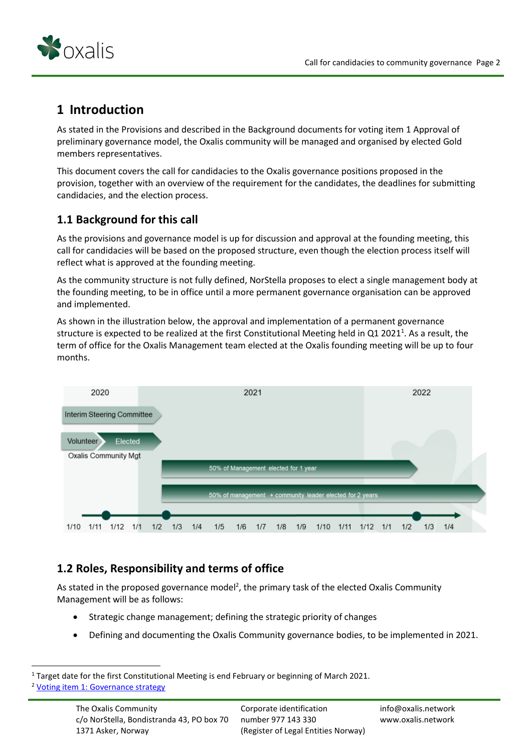# 1 Introduction

As stated in the Provisions and described in the Background documents for voting item 1 Approval of preliminary governance model, the Oxalis community will be managed and organised by elected Gold members representatives.

This document covers the call for candidacies to the Oxalis governance positions proposed in the provision, together with an overview of the requirement for the candidates, the deadlines for submitting candidacies, and the election process.

## 1.1 Background for this call

As the provisions and governance model is up for discussion and approval at the founding meeting, this call for candidacies will be based on the proposed structure, even though the election process itself will reflect what is approved at the founding meeting.

As the community structure is not fully defined, NorStella proposes to elect a single management body at the founding meeting, to be in office until a more permanent governance organisation can be approved and implemented.

As shown in the illustration below, the approval and implementation of a permanent governance structure is expected to be realized at the first Constitutional Meeting held in Q1 2021[1]. As a result, the term of office for the Oxalis Management team elected at the Oxalis founding meeting will be up to four months.

## 1.2 Roles, Responsibility and terms of office

As stated in the proposed governance model[2], the primary task of the elected Oxalis Community Management will be as follows:

- Strategic change management; defining the strategic priority of changes
- Defining and documenting the Oxalis Community governance bodies, to be implemented in 2021.

[1] Target date for the first Constitutional Meeting is end February or beginning of March 2021.

[2] Voting item 1: Governance strategy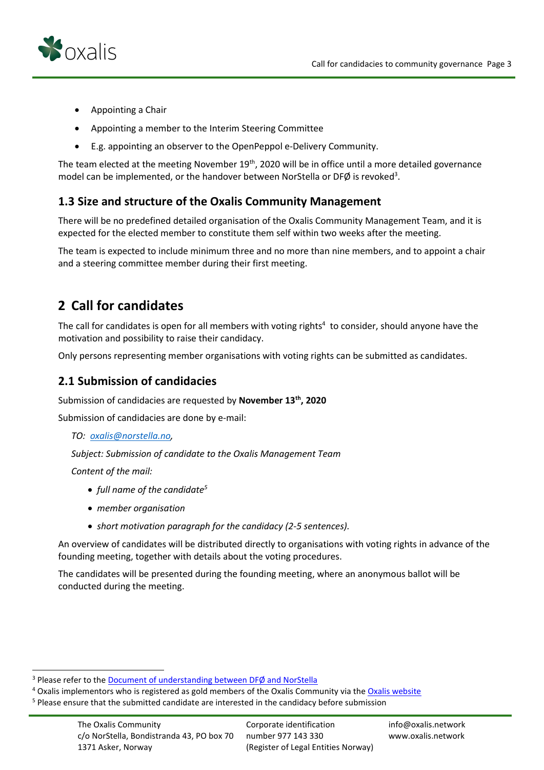- Appointing a Chair
- Appointing a member to the Interim Steering Committee
- E.g. appointing an observer to the OpenPeppol e-Delivery Community.

The team elected at the meeting November 19th, 2020 will be in office until a more detailed governance model can be implemented, or the handover between NorStella or DFØ is revoked[3].

## 1.3 Size and structure of the Oxalis Community Management

There will be no predefined detailed organisation of the Oxalis Community Management Team, and it is expected for the elected member to constitute them self within two weeks after the meeting.

The team is expected to include minimum three and no more than nine members, and to appoint a chair and a steering committee member during their first meeting.

# 2 Call for candidates

The call for candidates is open for all members with voting rights[4] to consider, should anyone have the motivation and possibility to raise their candidacy.

Only persons representing member organisations with voting rights can be submitted as candidates.

## 2.1 Submission of candidacies

Submission of candidacies are requested by **November 13th, 2020**

Submission of candidacies are done by e-mail:

*TO: oxalis@norstella.no,*

*Subject: Submission of candidate to the Oxalis Management Team*

*Content of the mail:*

- *full name of the candidate[5]*
- *member organisation*
- *short motivation paragraph for the candidacy (2-5 sentences).*

An overview of candidates will be distributed directly to organisations with voting rights in advance of the founding meeting, together with details about the voting procedures.

The candidates will be presented during the founding meeting, where an anonymous ballot will be conducted during the meeting.

---

[3] Please refer to the Document of understanding between DFØ and NorStella

[4] Oxalis implementors who is registered as gold members of the Oxalis Community via the Oxalis website

[5] Please ensure that the submitted candidate are interested in the candidacy before submission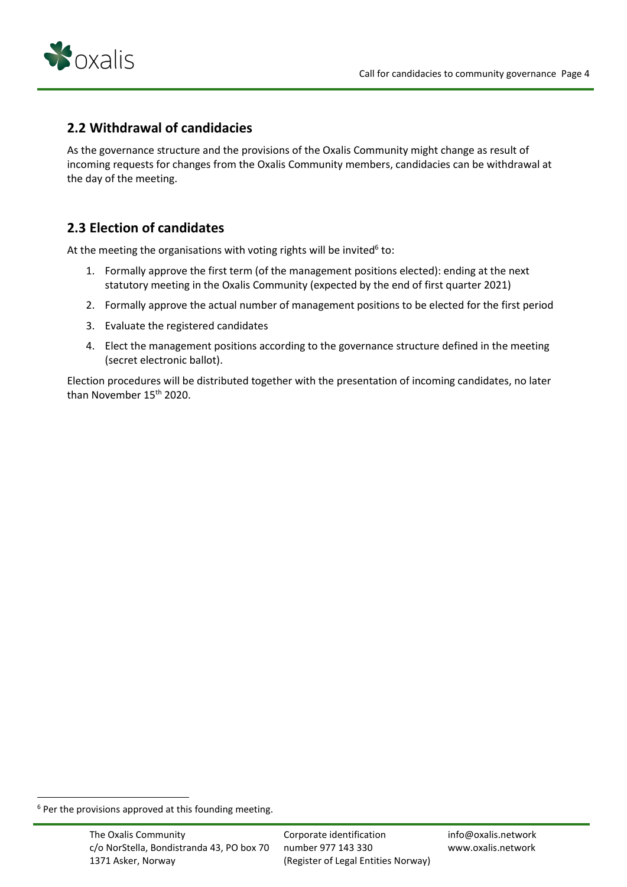## 2.2 Withdrawal of candidacies

As the governance structure and the provisions of the Oxalis Community might change as result of incoming requests for changes from the Oxalis Community members, candidacies can be withdrawal at the day of the meeting.

## 2.3 Election of candidates

At the meeting the organisations with voting rights will be invited[6] to:

1. Formally approve the first term (of the management positions elected): ending at the next statutory meeting in the Oxalis Community (expected by the end of first quarter 2021)
2. Formally approve the actual number of management positions to be elected for the first period
3. Evaluate the registered candidates
4. Elect the management positions according to the governance structure defined in the meeting (secret electronic ballot).

Election procedures will be distributed together with the presentation of incoming candidates, no later than November 15th 2020.

[6] Per the provisions approved at this founding meeting.

The Oxalis Community
c/o NorStella, Bondistranda 43, PO box 70
1371 Asker, Norway

Corporate identification number 977 143 330
(Register of Legal Entities Norway)

info@oxalis.network
www.oxalis.network